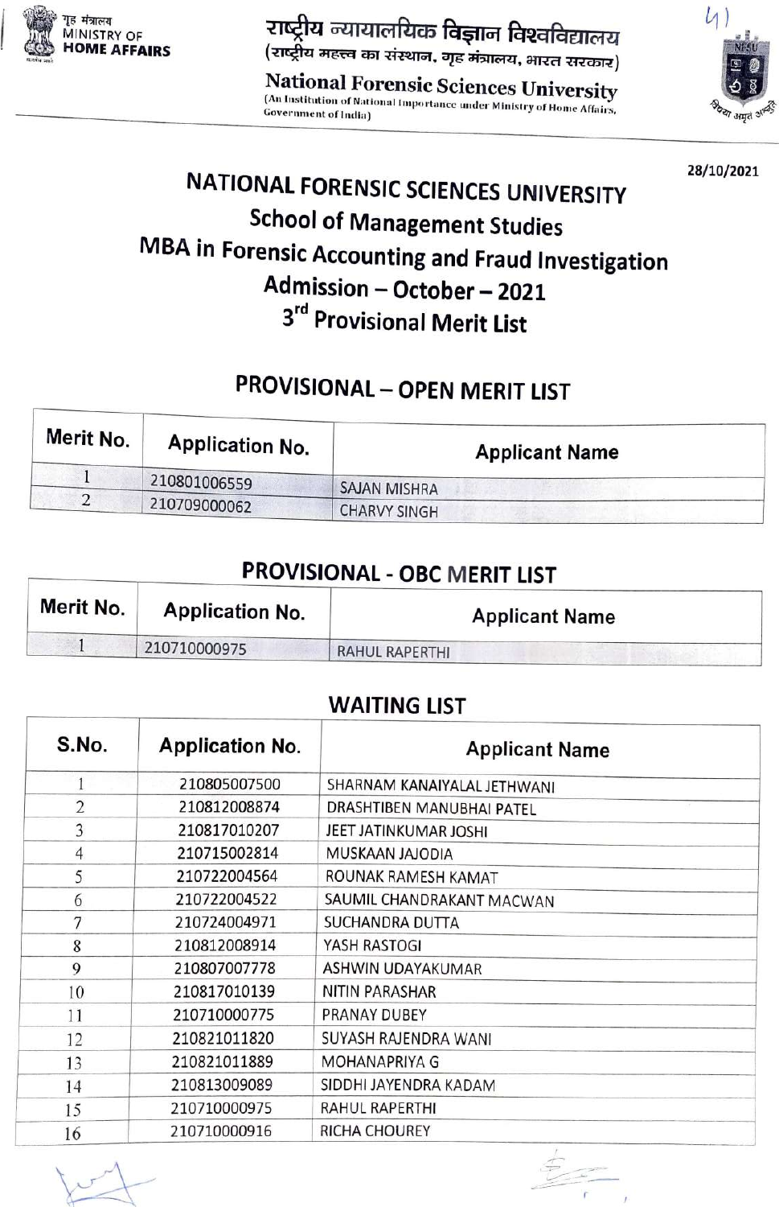गृह मंत्रालय
MINISTRY OF
**HOME AFFAIRS**

**राष्ट्रीय न्यायालयिक विज्ञान विश्वविद्यालय**
(राष्ट्रीय महत्त्व का संस्थान, गृह मंत्रालय, भारत सरकार)

**National Forensic Sciences University**
(An Institution of National Importance under Ministry of Home Affairs, Government of India)

41

28/10/2021

# NATIONAL FORENSIC SCIENCES UNIVERSITY

## School of Management Studies

## MBA in Forensic Accounting and Fraud Investigation

## Admission – October – 2021

## 3rd Provisional Merit List

### PROVISIONAL – OPEN MERIT LIST

| Merit No. | Application No. | Applicant Name |
|---|---|---|
| 1 | 210801006559 | SAJAN MISHRA |
| 2 | 210709000062 | CHARVY SINGH |

### PROVISIONAL - OBC MERIT LIST

| Merit No. | Application No. | Applicant Name |
|---|---|---|
| 1 | 210710000975 | RAHUL RAPERTHI |

### WAITING LIST

| S.No. | Application No. | Applicant Name |
|---|---|---|
| 1 | 210805007500 | SHARNAM KANAIYALAL JETHWANI |
| 2 | 210812008874 | DRASHTIBEN MANUBHAI PATEL |
| 3 | 210817010207 | JEET JATINKUMAR JOSHI |
| 4 | 210715002814 | MUSKAAN JAJODIA |
| 5 | 210722004564 | ROUNAK RAMESH KAMAT |
| 6 | 210722004522 | SAUMIL CHANDRAKANT MACWAN |
| 7 | 210724004971 | SUCHANDRA DUTTA |
| 8 | 210812008914 | YASH RASTOGI |
| 9 | 210807007778 | ASHWIN UDAYAKUMAR |
| 10 | 210817010139 | NITIN PARASHAR |
| 11 | 210710000775 | PRANAY DUBEY |
| 12 | 210821011820 | SUYASH RAJENDRA WANI |
| 13 | 210821011889 | MOHANAPRIYA G |
| 14 | 210813009089 | SIDDHI JAYENDRA KADAM |
| 15 | 210710000975 | RAHUL RAPERTHI |
| 16 | 210710000916 | RICHA CHOUREY |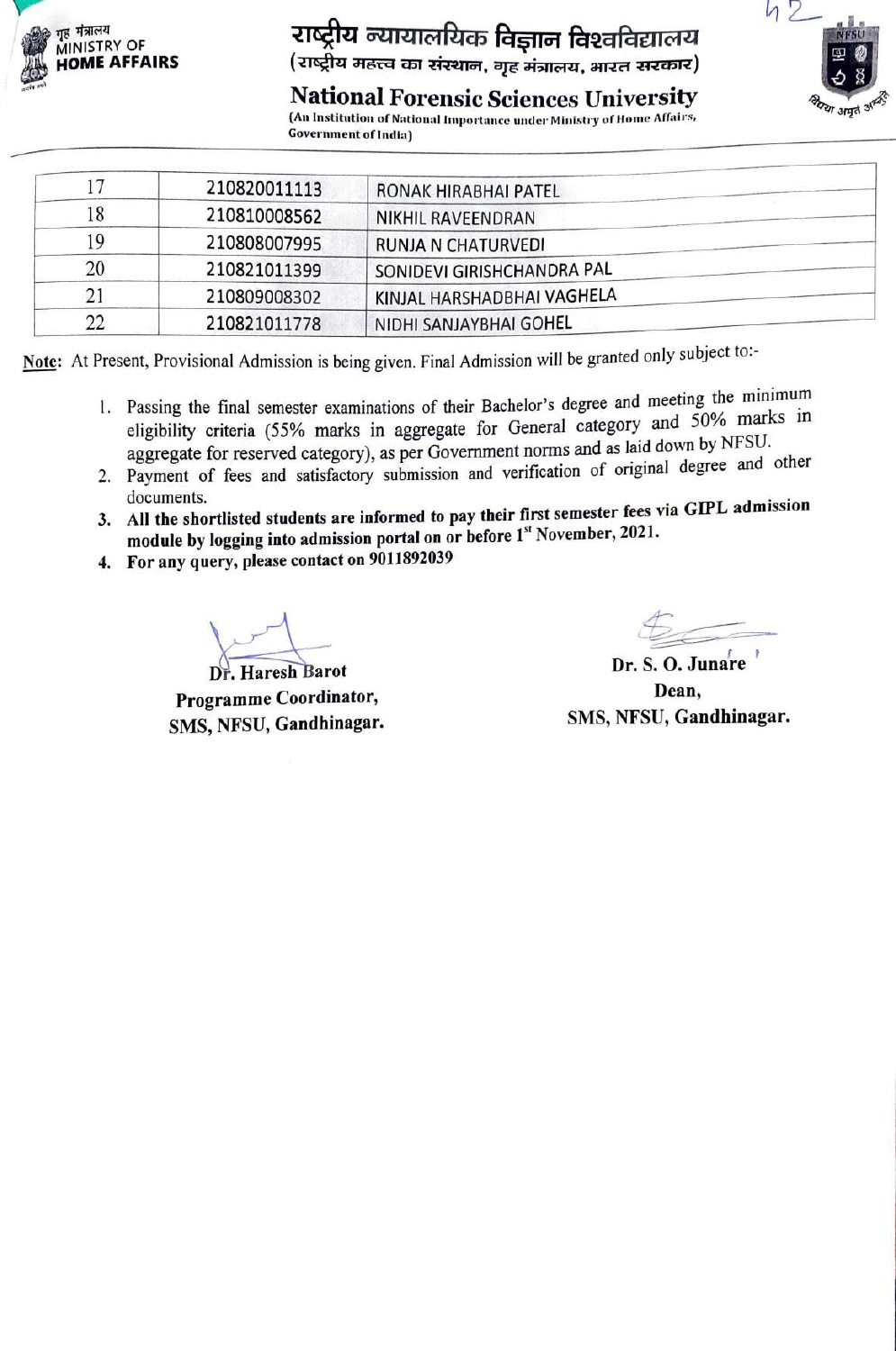# राष्ट्रीय न्यायालयिक विज्ञान विश्वविद्यालय

(राष्ट्रीय महत्त्व का संस्थान, गृह मंत्रालय, भारत सरकार)

## National Forensic Sciences University

(An Institution of National Importance under Ministry of Home Affairs, Government of India)

| | | |
|---|---|---|
| 17 | 210820011113 | RONAK HIRABHAI PATEL |
| 18 | 210810008562 | NIKHIL RAVEENDRAN |
| 19 | 210808007995 | RUNJA N CHATURVEDI |
| 20 | 210821011399 | SONIDEVI GIRISHCHANDRA PAL |
| 21 | 210809008302 | KINJAL HARSHADBHAI VAGHELA |
| 22 | 210821011778 | NIDHI SANJAYBHAI GOHEL |

**Note:** At Present, Provisional Admission is being given. Final Admission will be granted only subject to:-

1. Passing the final semester examinations of their Bachelor's degree and meeting the minimum eligibility criteria (55% marks in aggregate for General category and 50% marks in aggregate for reserved category), as per Government norms and as laid down by NFSU.
2. Payment of fees and satisfactory submission and verification of original degree and other documents.
3. **All the shortlisted students are informed to pay their first semester fees via GIPL admission module by logging into admission portal on or before 1st November, 2021.**
4. **For any query, please contact on 9011892039**

**Dr. Haresh Barot**
**Programme Coordinator,**
**SMS, NFSU, Gandhinagar.**

**Dr. S. O. Junare**
**Dean,**
**SMS, NFSU, Gandhinagar.**